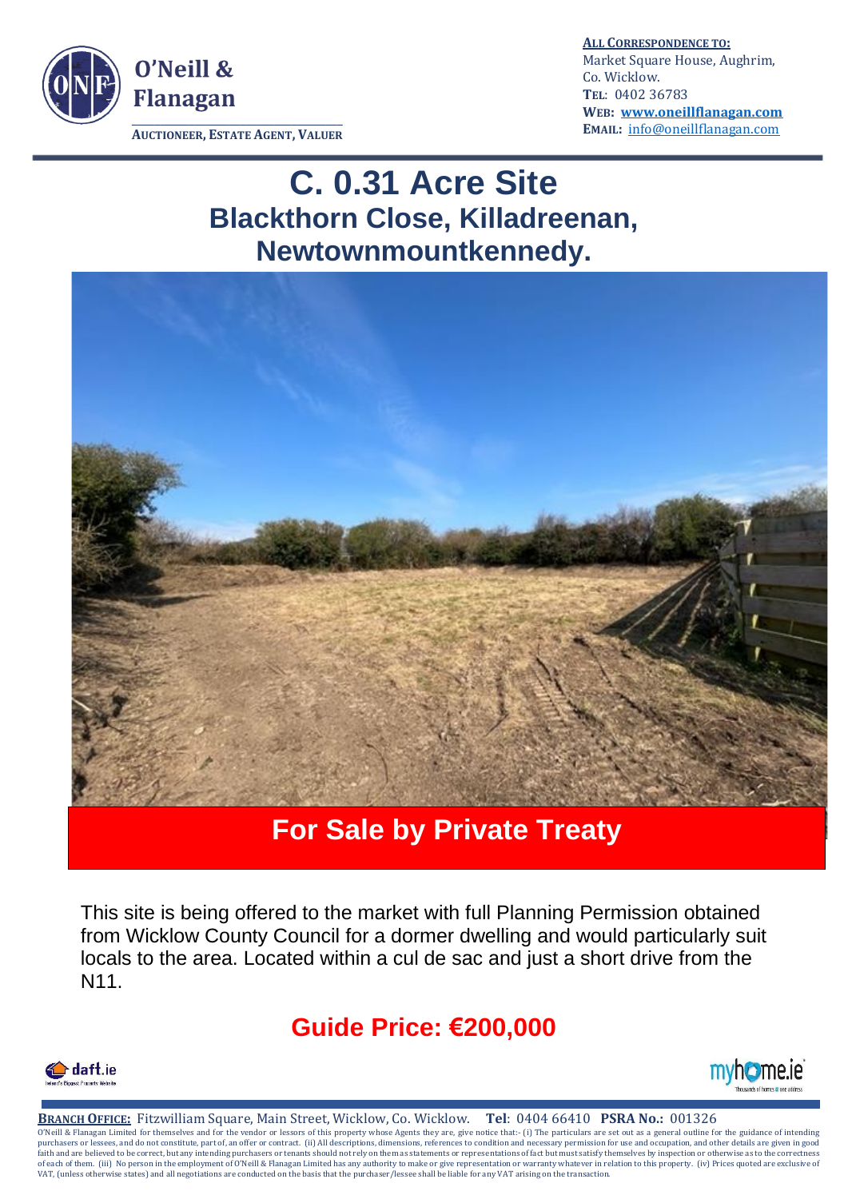O'Neill & Flanagan

AUCTIONEER, ESTATE AGENT, VALUER

**ALL CORRESPONDENCE TO:**
Market Square House, Aughrim,
Co. Wicklow.
**TEL:** 0402 36783
**WEB:** www.oneillflanagan.com
**EMAIL:** info@oneillflanagan.com

# C. 0.31 Acre Site

## Blackthorn Close, Killadreenan, Newtownmountkennedy.

## For Sale by Private Treaty

This site is being offered to the market with full Planning Permission obtained from Wicklow County Council for a dormer dwelling and would particularly suit locals to the area. Located within a cul de sac and just a short drive from the N11.

## Guide Price: €200,000

**BRANCH OFFICE:** Fitzwilliam Square, Main Street, Wicklow, Co. Wicklow. **Tel**: 0404 66410 **PSRA No.:** 001326

O'Neill & Flanagan Limited for themselves and for the vendor or lessors of this property whose Agents they are, give notice that:- (i) The particulars are set out as a general outline for the guidance of intending purchasers or lessees, and do not constitute, part of, an offer or contract. (ii) All descriptions, dimensions, references to condition and necessary permission for use and occupation, and other details are given in good faith and are believed to be correct, but any intending purchasers or tenants should not rely on them as statements or representations of fact but must satisfy themselves by inspection or otherwise as to the correctness of each of them. (iii) No person in the employment of O'Neill & Flanagan Limited has any authority to make or give representation or warranty whatever in relation to this property. (iv) Prices quoted are exclusive of VAT, (unless otherwise states) and all negotiations are conducted on the basis that the purchaser/lessee shall be liable for any VAT arising on the transaction.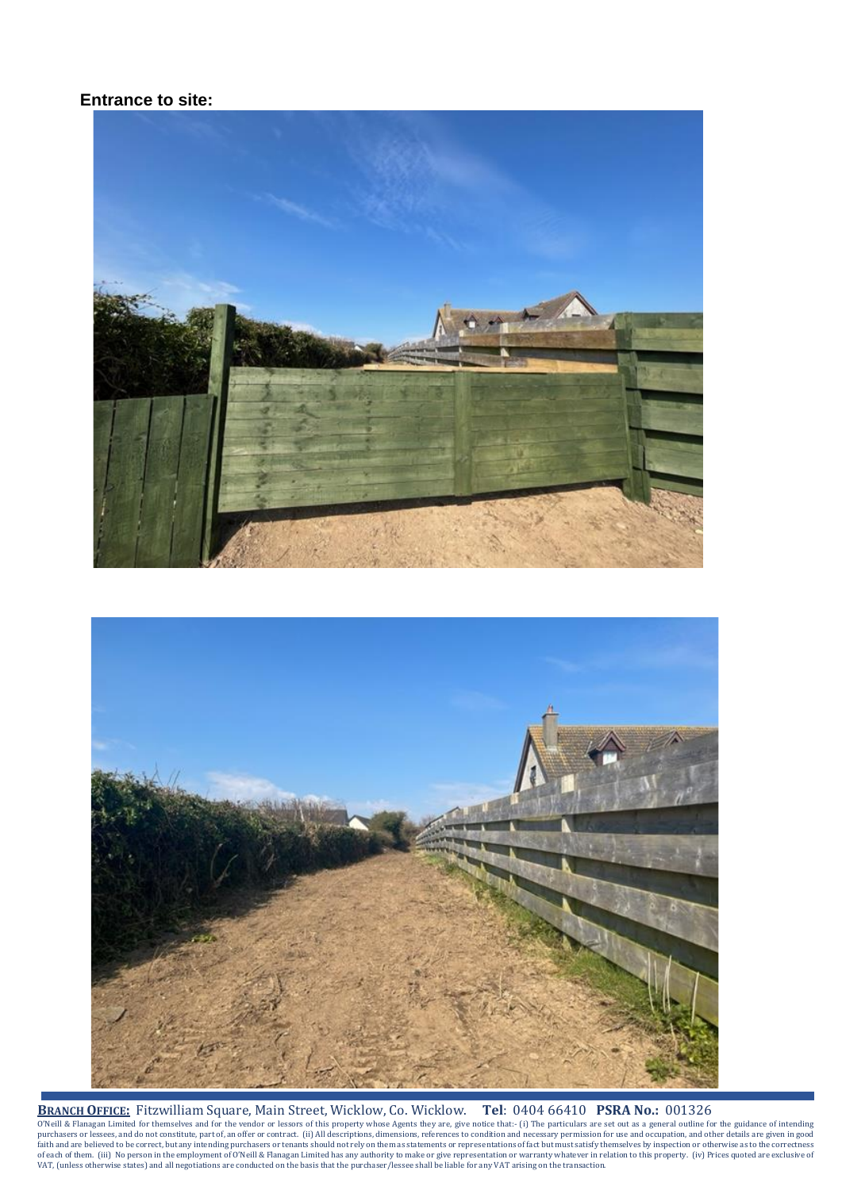**Entrance to site:**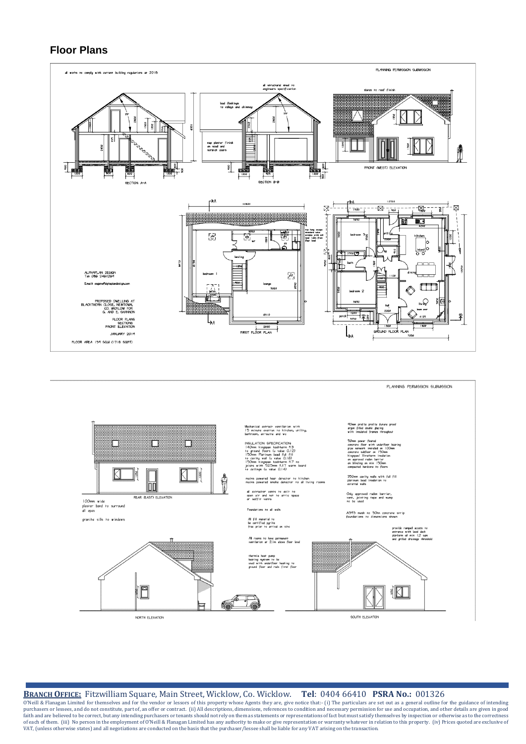# Floor Plans

all works to comply with current building regulations ar 2018

PLANNING PERMISSION SUBMISSION

all structural steel to engineers specification

lead flashings to valleys and chimney

slates to roof finish

map plaster finish on scud and scratch coats

SECTION A-A

SECTION B-B

FRONT (WEST) ELEVATION

ALPHAPLAN DESIGN
Tel: 086 2461289

Email: eugene@alphaplandesign.com

PROPOSED DWELLING AT BLACKTHORN CLOSE, NEWTOWN, CO. WICKLOW FOR G. AND E. SHANNON

FLOOR PLANS
SECTIONS
FRONT ELEVATION

JANUARY 2019

FLOOR AREA 159 SQ.M (1718 SQFT)

FIRST FLOOR PLAN

GROUND FLOOR PLAN

PLANNING PERMISSION SUBMISSION

REAR (EAST) ELEVATION

100mm wide plaster band to surround all opes

granite sills to windows

Mechanical extract ventilation with 15 minute overrun to kitchen, utility, bathroom, en-suite and wc

INSULATION SPECIFICATION
140mm kingspan kooltherm K3 to ground floors (u value 0.12)
150mm Platinum bead full fill to cavity wall (u value 0.16)
150mm kingspan kooltherm K7 to joists with 52.5mm K17 warm board to ceilings (u value 0.14)

mains powered heat detector to kitchen
mains powered smoke detector to all living rooms

all extractor vents to exit to open air and not to attic space or soffit vents

Foundations to all walls

All fill material to be certified pyrite free prior to arrival on site

All rooms to have permanent ventilation at 2.1m above floor level

thermia heat pump heating system to be used with underfloor heating to ground floor and rads first floor

90mm profile profile future proof argon filled double glazing with insulated frames throughout

50mm power floated concrete floor with underfloor heating pipe network installed on 100mm concrete subfloor on 150mm kingspan/ Xtratherm insulation on approved radon barrier on blinding on min 150mm compacted hardcore to floors

350mm cavity walls with full fill platinum bead insulation to external walls

Only approved radon barrier, vent, jointing tape and sump to be used

A393 mesh to 30N concrete strip foundations to dimensions shown

provide ramped access to entrance with level deck platform of min 1.2 sqm and grilled drainage threshold

NORTH ELEVATION

SOUTH ELEVATION

**BRANCH OFFICE:** Fitzwilliam Square, Main Street, Wicklow, Co. Wicklow. **Tel**: 0404 66410 **PSRA No.:** 001326

O'Neill & Flanagan Limited for themselves and for the vendor or lessors of this property whose Agents they are, give notice that:- (i) The particulars are set out as a general outline for the guidance of intending purchasers or lessees, and do not constitute, part of, an offer or contract. (ii) All descriptions, dimensions, references to condition and necessary permission for use and occupation, and other details are given in good faith and are believed to be correct, but any intending purchasers or tenants should not rely on them as statements or representations of fact but must satisfy themselves by inspection or otherwise as to the correctness of each of them. (iii) No person in the employment of O'Neill & Flanagan Limited has any authority to make or give representation or warranty whatever in relation to this property. (iv) Prices quoted are exclusive of VAT, (unless otherwise states) and all negotiations are conducted on the basis that the purchaser/lessee shall be liable for any VAT arising on the transaction.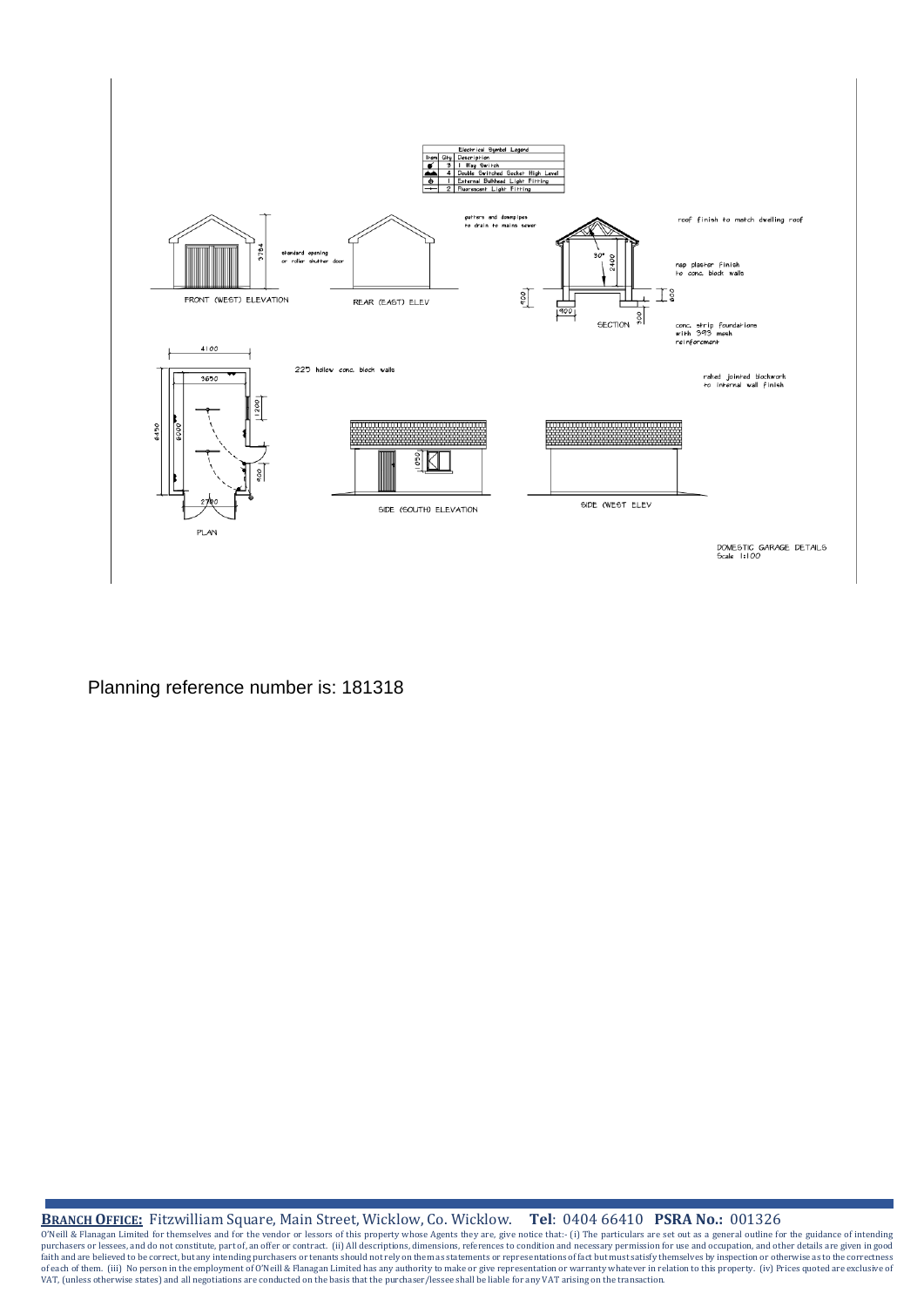| Electrical Symbol Legend | | |
|---|---|---|
| Item | Qty | Description |
| | 3 | 1 Way Switch |
| | 4 | Double Switched Socket High Level |
| | 1 | External Bulkhead Light Fitting |
| | 2 | Fluorescent Light Fitting |

FRONT (WEST) ELEVATION

standard opening or roller shutter door

3784

REAR (EAST) ELEV

gutters and downpipes to drain to mains sewer

SECTION

30°

2400

900

900

300

600

roof finish to match dwelling roof

nap plaster finish to conc. block walls

conc. strip foundations with 393 mesh reinforcement

4100

3650

225 hollow conc. block walls

raked jointed blockwork to internal wall finish

6450

6000

1200

900

2700

PLAN

1050

SIDE (SOUTH) ELEVATION

SIDE (WEST ELEV

DOMESTIC GARAGE DETAILS
Scale 1:100

Planning reference number is: 181318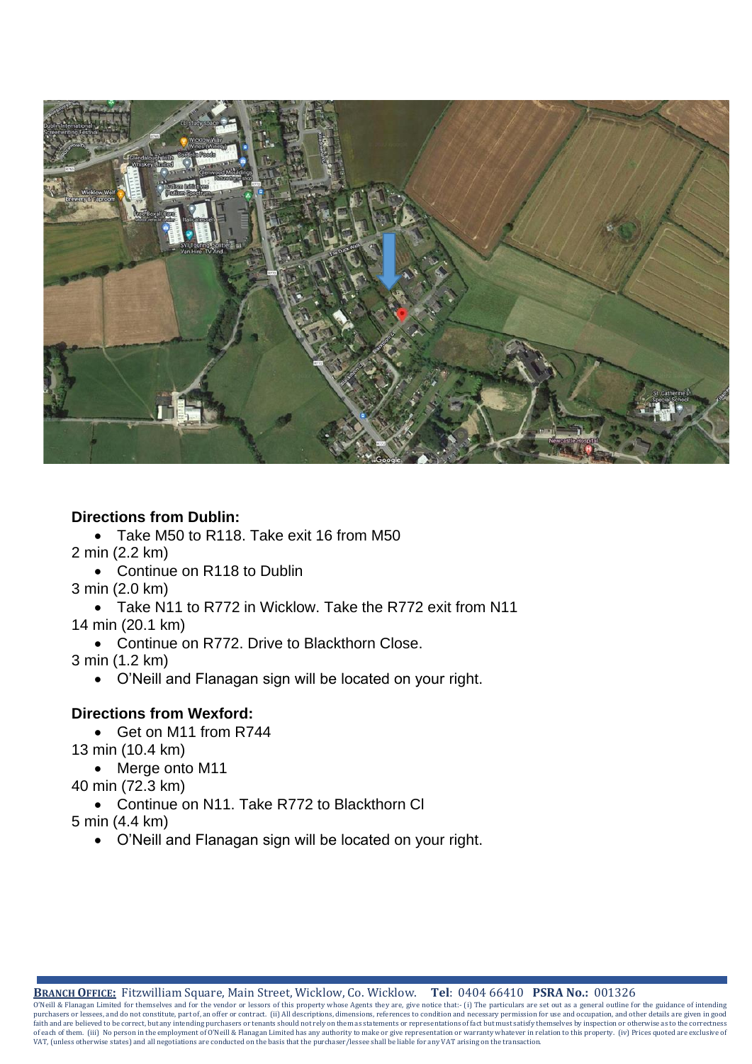**Directions from Dublin:**

- Take M50 to R118. Take exit 16 from M50

2 min (2.2 km)

- Continue on R118 to Dublin

3 min (2.0 km)

- Take N11 to R772 in Wicklow. Take the R772 exit from N11

14 min (20.1 km)

- Continue on R772. Drive to Blackthorn Close.

3 min (1.2 km)

- O'Neill and Flanagan sign will be located on your right.

**Directions from Wexford:**

- Get on M11 from R744

13 min (10.4 km)

- Merge onto M11

40 min (72.3 km)

- Continue on N11. Take R772 to Blackthorn Cl

5 min (4.4 km)

- O'Neill and Flanagan sign will be located on your right.

**BRANCH OFFICE:** Fitzwilliam Square, Main Street, Wicklow, Co. Wicklow. **Tel**: 0404 66410 **PSRA No.:** 001326

O'Neill & Flanagan Limited for themselves and for the vendor or lessors of this property whose Agents they are, give notice that:- (i) The particulars are set out as a general outline for the guidance of intending purchasers or lessees, and do not constitute, part of, an offer or contract. (ii) All descriptions, dimensions, references to condition and necessary permission for use and occupation, and other details are given in good faith and are believed to be correct, but any intending purchasers or tenants should not rely on them as statements or representations of fact but must satisfy themselves by inspection or otherwise as to the correctness of each of them. (iii) No person in the employment of O'Neill & Flanagan Limited has any authority to make or give representation or warranty whatever in relation to this property. (iv) Prices quoted are exclusive of VAT, (unless otherwise states) and all negotiations are conducted on the basis that the purchaser/lessee shall be liable for any VAT arising on the transaction.